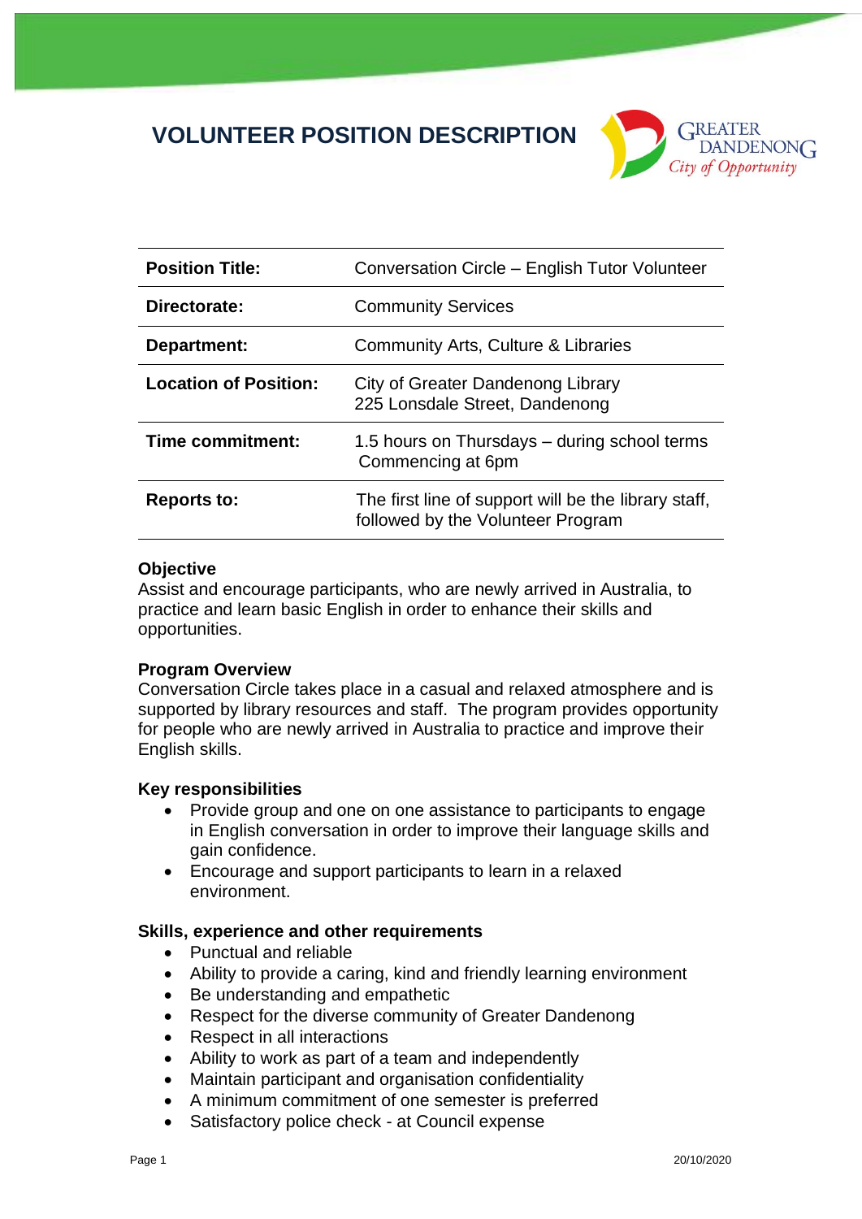# VOLUNTEER POSITION DESCRIPTION

| | |
|---|---|
| **Position Title:** | Conversation Circle – English Tutor Volunteer |
| **Directorate:** | Community Services |
| **Department:** | Community Arts, Culture & Libraries |
| **Location of Position:** | City of Greater Dandenong Library<br>225 Lonsdale Street, Dandenong |
| **Time commitment:** | 1.5 hours on Thursdays – during school terms<br>Commencing at 6pm |
| **Reports to:** | The first line of support will be the library staff, followed by the Volunteer Program |

**Objective**
Assist and encourage participants, who are newly arrived in Australia, to practice and learn basic English in order to enhance their skills and opportunities.

**Program Overview**
Conversation Circle takes place in a casual and relaxed atmosphere and is supported by library resources and staff. The program provides opportunity for people who are newly arrived in Australia to practice and improve their English skills.

**Key responsibilities**

- Provide group and one on one assistance to participants to engage in English conversation in order to improve their language skills and gain confidence.
- Encourage and support participants to learn in a relaxed environment.

**Skills, experience and other requirements**

- Punctual and reliable
- Ability to provide a caring, kind and friendly learning environment
- Be understanding and empathetic
- Respect for the diverse community of Greater Dandenong
- Respect in all interactions
- Ability to work as part of a team and independently
- Maintain participant and organisation confidentiality
- A minimum commitment of one semester is preferred
- Satisfactory police check - at Council expense

20/10/2020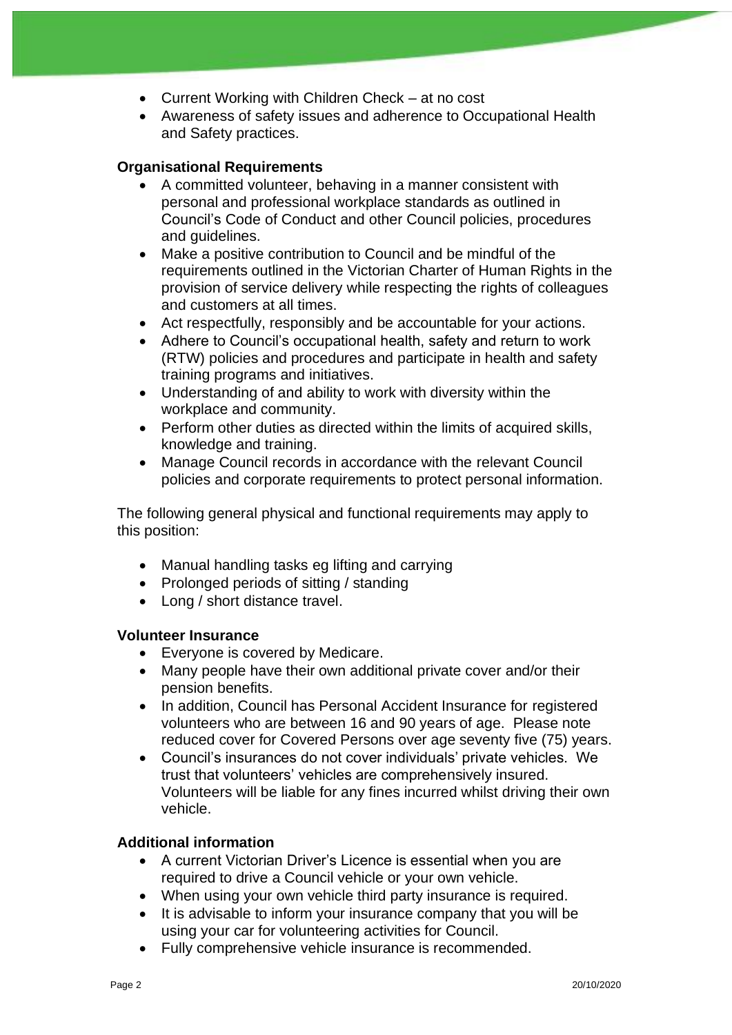- Current Working with Children Check – at no cost
- Awareness of safety issues and adherence to Occupational Health and Safety practices.

**Organisational Requirements**

- A committed volunteer, behaving in a manner consistent with personal and professional workplace standards as outlined in Council's Code of Conduct and other Council policies, procedures and guidelines.
- Make a positive contribution to Council and be mindful of the requirements outlined in the Victorian Charter of Human Rights in the provision of service delivery while respecting the rights of colleagues and customers at all times.
- Act respectfully, responsibly and be accountable for your actions.
- Adhere to Council's occupational health, safety and return to work (RTW) policies and procedures and participate in health and safety training programs and initiatives.
- Understanding of and ability to work with diversity within the workplace and community.
- Perform other duties as directed within the limits of acquired skills, knowledge and training.
- Manage Council records in accordance with the relevant Council policies and corporate requirements to protect personal information.

The following general physical and functional requirements may apply to this position:

- Manual handling tasks eg lifting and carrying
- Prolonged periods of sitting / standing
- Long / short distance travel.

**Volunteer Insurance**

- Everyone is covered by Medicare.
- Many people have their own additional private cover and/or their pension benefits.
- In addition, Council has Personal Accident Insurance for registered volunteers who are between 16 and 90 years of age. Please note reduced cover for Covered Persons over age seventy five (75) years.
- Council's insurances do not cover individuals' private vehicles. We trust that volunteers' vehicles are comprehensively insured. Volunteers will be liable for any fines incurred whilst driving their own vehicle.

**Additional information**

- A current Victorian Driver's Licence is essential when you are required to drive a Council vehicle or your own vehicle.
- When using your own vehicle third party insurance is required.
- It is advisable to inform your insurance company that you will be using your car for volunteering activities for Council.
- Fully comprehensive vehicle insurance is recommended.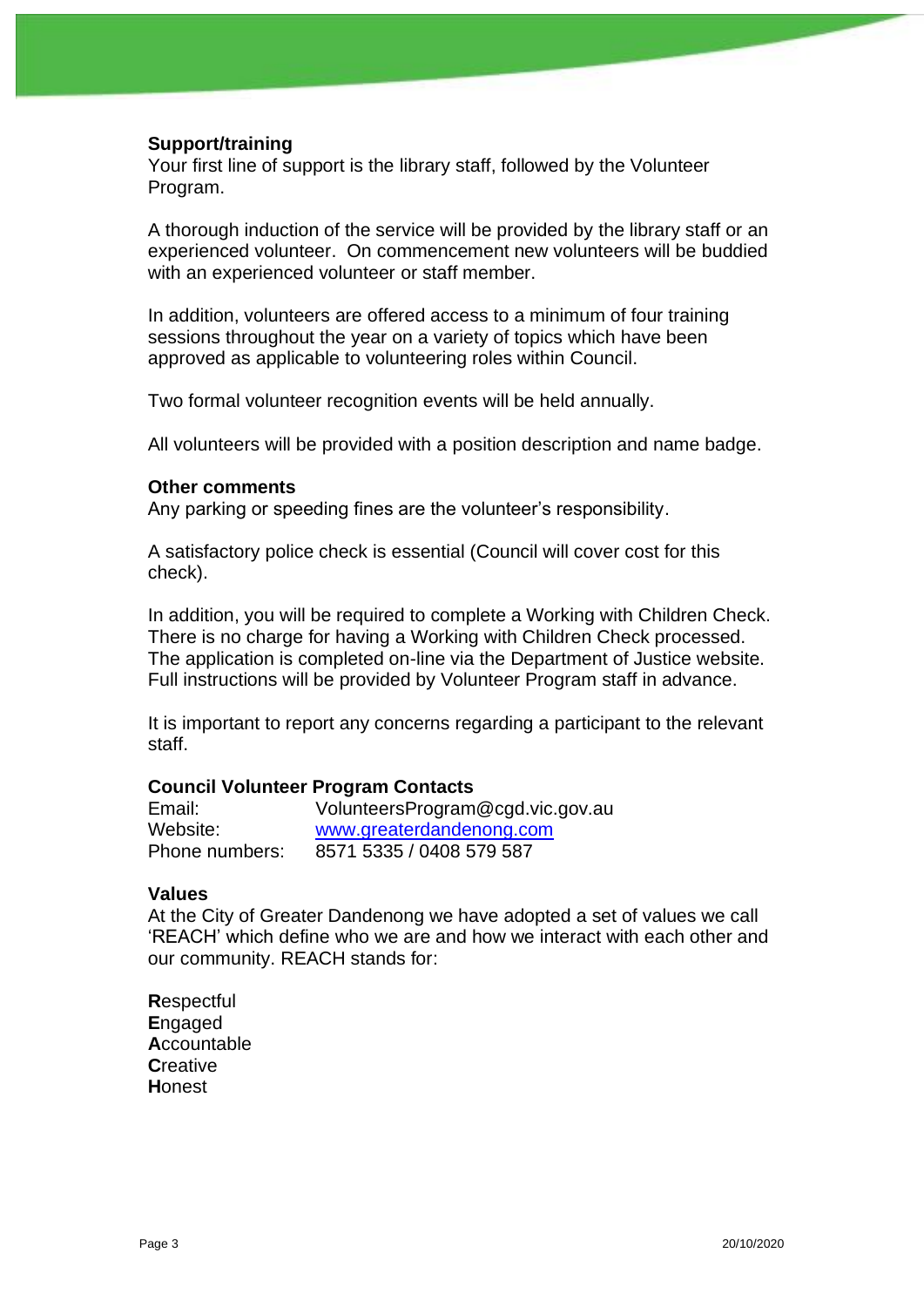**Support/training**

Your first line of support is the library staff, followed by the Volunteer Program.

A thorough induction of the service will be provided by the library staff or an experienced volunteer. On commencement new volunteers will be buddied with an experienced volunteer or staff member.

In addition, volunteers are offered access to a minimum of four training sessions throughout the year on a variety of topics which have been approved as applicable to volunteering roles within Council.

Two formal volunteer recognition events will be held annually.

All volunteers will be provided with a position description and name badge.

**Other comments**

Any parking or speeding fines are the volunteer's responsibility.

A satisfactory police check is essential (Council will cover cost for this check).

In addition, you will be required to complete a Working with Children Check. There is no charge for having a Working with Children Check processed. The application is completed on-line via the Department of Justice website. Full instructions will be provided by Volunteer Program staff in advance.

It is important to report any concerns regarding a participant to the relevant staff.

**Council Volunteer Program Contacts**

| | |
|---|---|
| Email: | VolunteersProgram@cgd.vic.gov.au |
| Website: | www.greaterdandenong.com |
| Phone numbers: | 8571 5335 / 0408 579 587 |

**Values**

At the City of Greater Dandenong we have adopted a set of values we call 'REACH' which define who we are and how we interact with each other and our community. REACH stands for:

**R**espectful
**E**ngaged
**A**ccountable
**C**reative
**H**onest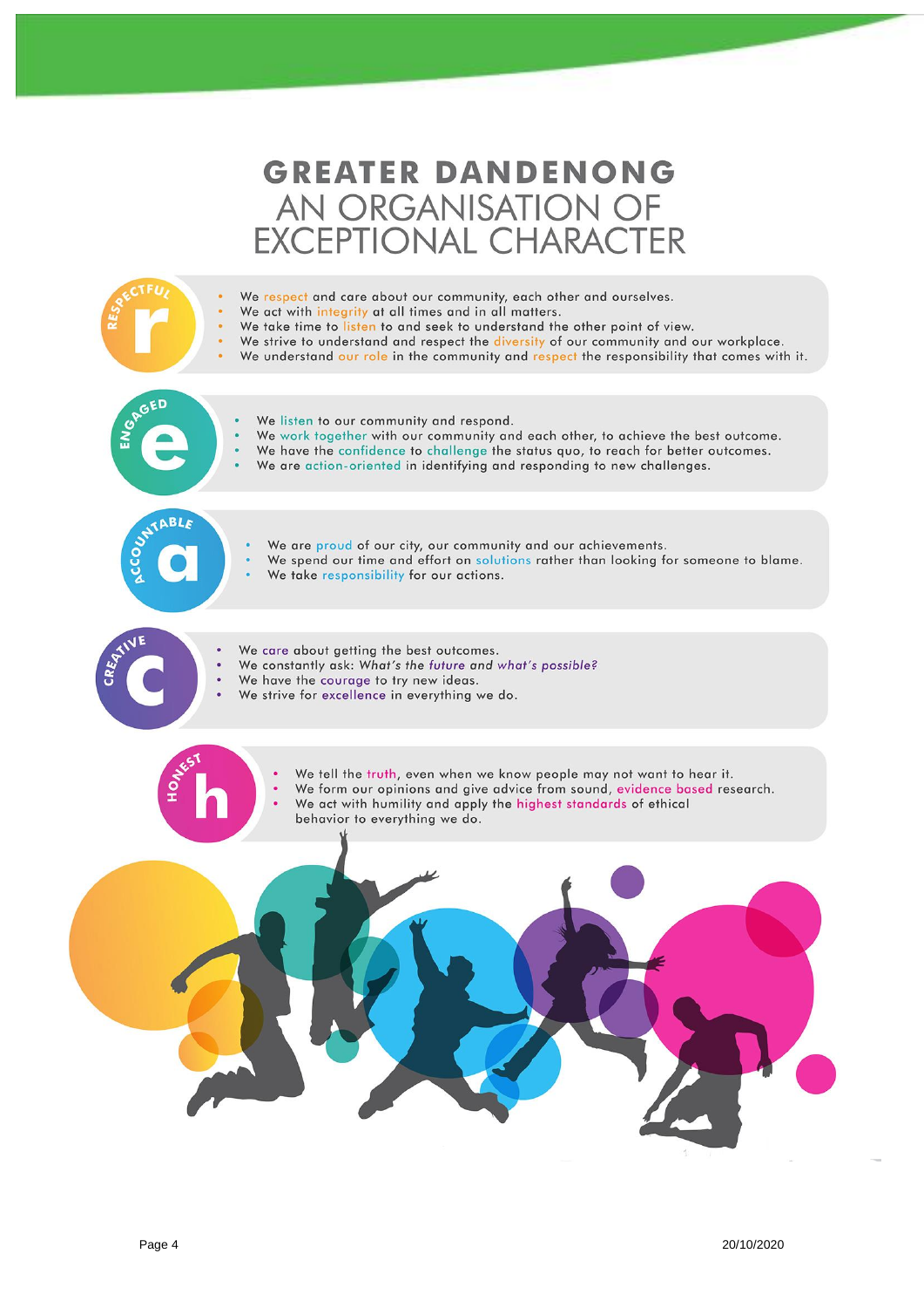# GREATER DANDENONG
## AN ORGANISATION OF EXCEPTIONAL CHARACTER

**RESPECTFUL – r**

- We respect and care about our community, each other and ourselves.
- We act with integrity at all times and in all matters.
- We take time to listen to and seek to understand the other point of view.
- We strive to understand and respect the diversity of our community and our workplace.
- We understand our role in the community and respect the responsibility that comes with it.

**ENGAGED – e**

- We listen to our community and respond.
- We work together with our community and each other, to achieve the best outcome.
- We have the confidence to challenge the status quo, to reach for better outcomes.
- We are action-oriented in identifying and responding to new challenges.

**ACCOUNTABLE – a**

- We are proud of our city, our community and our achievements.
- We spend our time and effort on solutions rather than looking for someone to blame.
- We take responsibility for our actions.

**CREATIVE – c**

- We care about getting the best outcomes.
- We constantly ask: *What's the future and what's possible?*
- We have the courage to try new ideas.
- We strive for excellence in everything we do.

**HONEST – h**

- We tell the truth, even when we know people may not want to hear it.
- We form our opinions and give advice from sound, evidence based research.
- We act with humility and apply the highest standards of ethical behavior to everything we do.